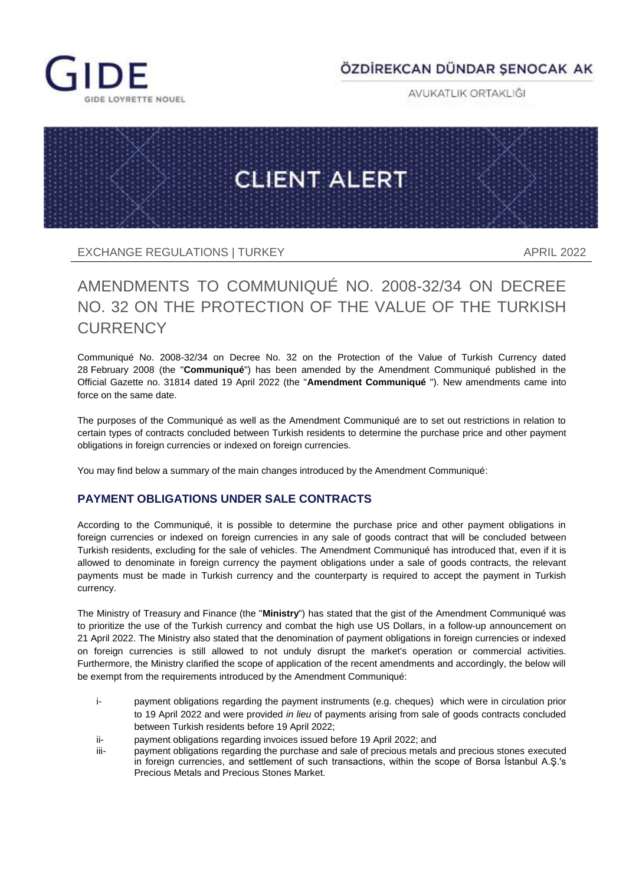GIDE
GIDE LOYRETTE NOUEL

ÖZDİREKCAN DÜNDAR ŞENOCAK AK
AVUKATLIK ORTAKLIĞI

CLIENT ALERT

EXCHANGE REGULATIONS | TURKEY — APRIL 2022

# AMENDMENTS TO COMMUNIQUÉ NO. 2008-32/34 ON DECREE NO. 32 ON THE PROTECTION OF THE VALUE OF THE TURKISH CURRENCY

Communiqué No. 2008-32/34 on Decree No. 32 on the Protection of the Value of Turkish Currency dated 28 February 2008 (the "**Communiqué**") has been amended by the Amendment Communiqué published in the Official Gazette no. 31814 dated 19 April 2022 (the "**Amendment Communiqué** "). New amendments came into force on the same date.

The purposes of the Communiqué as well as the Amendment Communiqué are to set out restrictions in relation to certain types of contracts concluded between Turkish residents to determine the purchase price and other payment obligations in foreign currencies or indexed on foreign currencies.

You may find below a summary of the main changes introduced by the Amendment Communiqué:

## PAYMENT OBLIGATIONS UNDER SALE CONTRACTS

According to the Communiqué, it is possible to determine the purchase price and other payment obligations in foreign currencies or indexed on foreign currencies in any sale of goods contract that will be concluded between Turkish residents, excluding for the sale of vehicles. The Amendment Communiqué has introduced that, even if it is allowed to denominate in foreign currency the payment obligations under a sale of goods contracts, the relevant payments must be made in Turkish currency and the counterparty is required to accept the payment in Turkish currency.

The Ministry of Treasury and Finance (the "**Ministry**") has stated that the gist of the Amendment Communiqué was to prioritize the use of the Turkish currency and combat the high use US Dollars, in a follow-up announcement on 21 April 2022. The Ministry also stated that the denomination of payment obligations in foreign currencies or indexed on foreign currencies is still allowed to not unduly disrupt the market's operation or commercial activities. Furthermore, the Ministry clarified the scope of application of the recent amendments and accordingly, the below will be exempt from the requirements introduced by the Amendment Communiqué:

i- payment obligations regarding the payment instruments (e.g. cheques) which were in circulation prior to 19 April 2022 and were provided *in lieu* of payments arising from sale of goods contracts concluded between Turkish residents before 19 April 2022;

ii- payment obligations regarding invoices issued before 19 April 2022; and

iii- payment obligations regarding the purchase and sale of precious metals and precious stones executed in foreign currencies, and settlement of such transactions, within the scope of Borsa İstanbul A.Ş.'s Precious Metals and Precious Stones Market.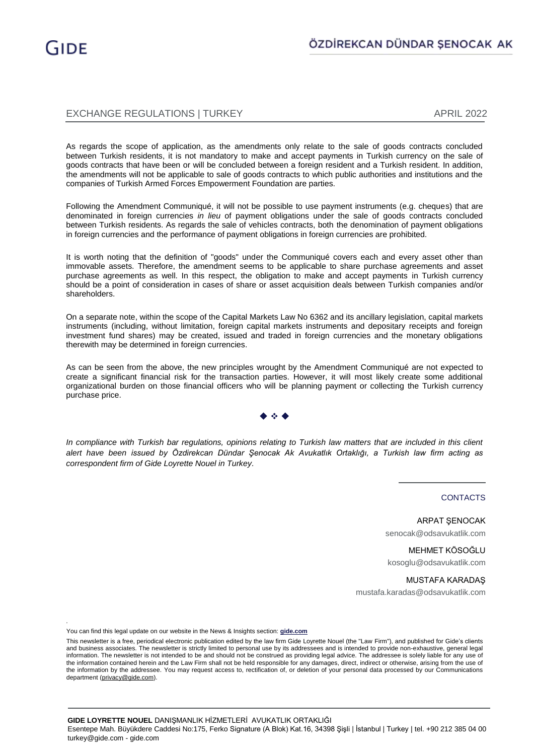As regards the scope of application, as the amendments only relate to the sale of goods contracts concluded between Turkish residents, it is not mandatory to make and accept payments in Turkish currency on the sale of goods contracts that have been or will be concluded between a foreign resident and a Turkish resident. In addition, the amendments will not be applicable to sale of goods contracts to which public authorities and institutions and the companies of Turkish Armed Forces Empowerment Foundation are parties.

Following the Amendment Communiqué, it will not be possible to use payment instruments (e.g. cheques) that are denominated in foreign currencies *in lieu* of payment obligations under the sale of goods contracts concluded between Turkish residents. As regards the sale of vehicles contracts, both the denomination of payment obligations in foreign currencies and the performance of payment obligations in foreign currencies are prohibited.

It is worth noting that the definition of "goods" under the Communiqué covers each and every asset other than immovable assets. Therefore, the amendment seems to be applicable to share purchase agreements and asset purchase agreements as well. In this respect, the obligation to make and accept payments in Turkish currency should be a point of consideration in cases of share or asset acquisition deals between Turkish companies and/or shareholders.

On a separate note, within the scope of the Capital Markets Law No 6362 and its ancillary legislation, capital markets instruments (including, without limitation, foreign capital markets instruments and depositary receipts and foreign investment fund shares) may be created, issued and traded in foreign currencies and the monetary obligations therewith may be determined in foreign currencies.

As can be seen from the above, the new principles wrought by the Amendment Communiqué are not expected to create a significant financial risk for the transaction parties. However, it will most likely create some additional organizational burden on those financial officers who will be planning payment or collecting the Turkish currency purchase price.

◆ ❖ ◆

*In compliance with Turkish bar regulations, opinions relating to Turkish law matters that are included in this client alert have been issued by Özdirekcan Dündar Şenocak Ak Avukatlık Ortaklığı, a Turkish law firm acting as correspondent firm of Gide Loyrette Nouel in Turkey.*

CONTACTS

ARPAT ŞENOCAK
senocak@odsavukatlik.com

MEHMET KÖSOĞLU
kosoglu@odsavukatlik.com

MUSTAFA KARADAŞ
mustafa.karadas@odsavukatlik.com

You can find this legal update on our website in the News & Insights section: **gide.com**

This newsletter is a free, periodical electronic publication edited by the law firm Gide Loyrette Nouel (the "Law Firm"), and published for Gide's clients and business associates. The newsletter is strictly limited to personal use by its addressees and is intended to provide non-exhaustive, general legal information. The newsletter is not intended to be and should not be construed as providing legal advice. The addressee is solely liable for any use of the information contained herein and the Law Firm shall not be held responsible for any damages, direct, indirect or otherwise, arising from the use of the information by the addressee. You may request access to, rectification of, or deletion of your personal data processed by our Communications department (privacy@gide.com).

**GIDE LOYRETTE NOUEL** DANIŞMANLIK HİZMETLERİ AVUKATLIK ORTAKLIĞI
Esentepe Mah. Büyükdere Caddesi No:175, Ferko Signature (A Blok) Kat.16, 34398 Şişli | İstanbul | Turkey | tel. +90 212 385 04 00
turkey@gide.com - gide.com